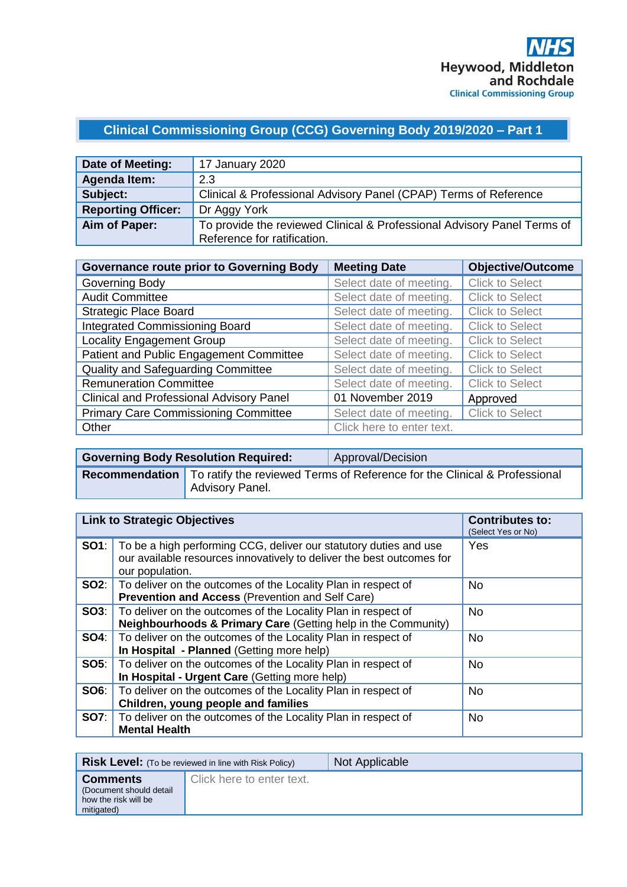**NHS**
**Heywood, Middleton and Rochdale**
**Clinical Commissioning Group**

# Clinical Commissioning Group (CCG) Governing Body 2019/2020 – Part 1

| | |
|---|---|
| **Date of Meeting:** | 17 January 2020 |
| **Agenda Item:** | 2.3 |
| **Subject:** | Clinical & Professional Advisory Panel (CPAP) Terms of Reference |
| **Reporting Officer:** | Dr Aggy York |
| **Aim of Paper:** | To provide the reviewed Clinical & Professional Advisory Panel Terms of Reference for ratification. |

| **Governance route prior to Governing Body** | **Meeting Date** | **Objective/Outcome** |
|---|---|---|
| Governing Body | Select date of meeting. | Click to Select |
| Audit Committee | Select date of meeting. | Click to Select |
| Strategic Place Board | Select date of meeting. | Click to Select |
| Integrated Commissioning Board | Select date of meeting. | Click to Select |
| Locality Engagement Group | Select date of meeting. | Click to Select |
| Patient and Public Engagement Committee | Select date of meeting. | Click to Select |
| Quality and Safeguarding Committee | Select date of meeting. | Click to Select |
| Remuneration Committee | Select date of meeting. | Click to Select |
| Clinical and Professional Advisory Panel | 01 November 2019 | Approved |
| Primary Care Commissioning Committee | Select date of meeting. | Click to Select |
| Other | Click here to enter text. | |

| | |
|---|---|
| **Governing Body Resolution Required:** | Approval/Decision |
| **Recommendation** | To ratify the reviewed Terms of Reference for the Clinical & Professional Advisory Panel. |

| **Link to Strategic Objectives** | | **Contributes to:** (Select Yes or No) |
|---|---|---|
| **SO1**: | To be a high performing CCG, deliver our statutory duties and use our available resources innovatively to deliver the best outcomes for our population. | Yes |
| **SO2**: | To deliver on the outcomes of the Locality Plan in respect of **Prevention and Access** (Prevention and Self Care) | No |
| **SO3**: | To deliver on the outcomes of the Locality Plan in respect of **Neighbourhoods & Primary Care** (Getting help in the Community) | No |
| **SO4**: | To deliver on the outcomes of the Locality Plan in respect of **In Hospital - Planned** (Getting more help) | No |
| **SO5**: | To deliver on the outcomes of the Locality Plan in respect of **In Hospital - Urgent Care** (Getting more help) | No |
| **SO6**: | To deliver on the outcomes of the Locality Plan in respect of **Children, young people and families** | No |
| **SO7**: | To deliver on the outcomes of the Locality Plan in respect of **Mental Health** | No |

| | |
|---|---|
| **Risk Level:** (To be reviewed in line with Risk Policy) | Not Applicable |
| **Comments** (Document should detail how the risk will be mitigated) | Click here to enter text. |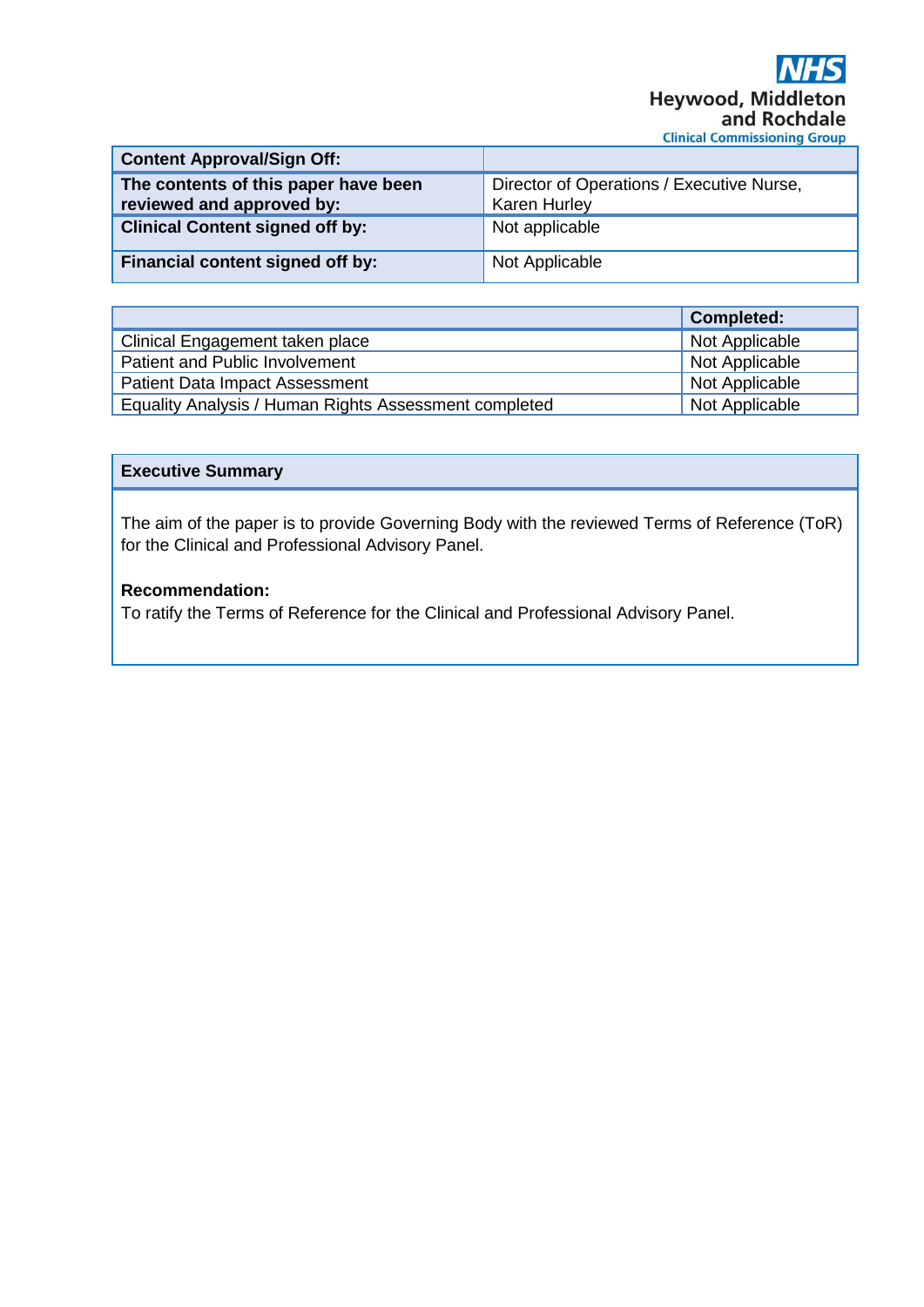| Content Approval/Sign Off: | |
|---|---|
| **The contents of this paper have been reviewed and approved by:** | Director of Operations / Executive Nurse, Karen Hurley |
| **Clinical Content signed off by:** | Not applicable |
| **Financial content signed off by:** | Not Applicable |

| | Completed: |
|---|---|
| Clinical Engagement taken place | Not Applicable |
| Patient and Public Involvement | Not Applicable |
| Patient Data Impact Assessment | Not Applicable |
| Equality Analysis / Human Rights Assessment completed | Not Applicable |

**Executive Summary**

The aim of the paper is to provide Governing Body with the reviewed Terms of Reference (ToR) for the Clinical and Professional Advisory Panel.

**Recommendation:**
To ratify the Terms of Reference for the Clinical and Professional Advisory Panel.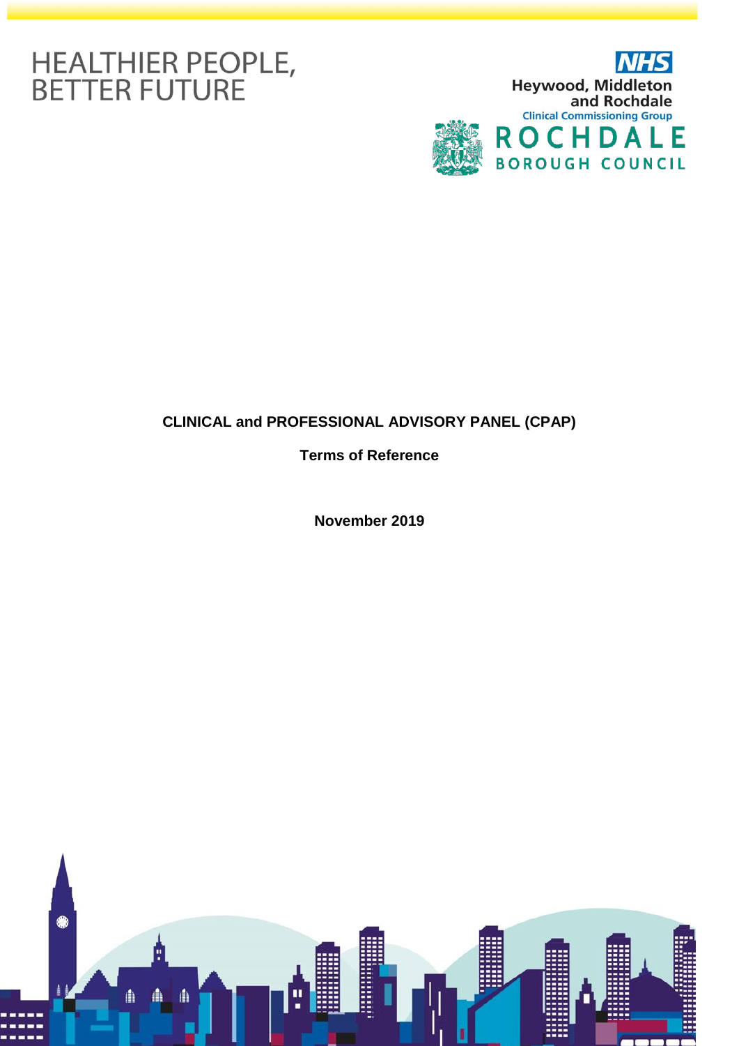HEALTHIER PEOPLE, BETTER FUTURE

NHS Heywood, Middleton and Rochdale Clinical Commissioning Group

ROCHDALE BOROUGH COUNCIL

**CLINICAL and PROFESSIONAL ADVISORY PANEL (CPAP)**

**Terms of Reference**

**November 2019**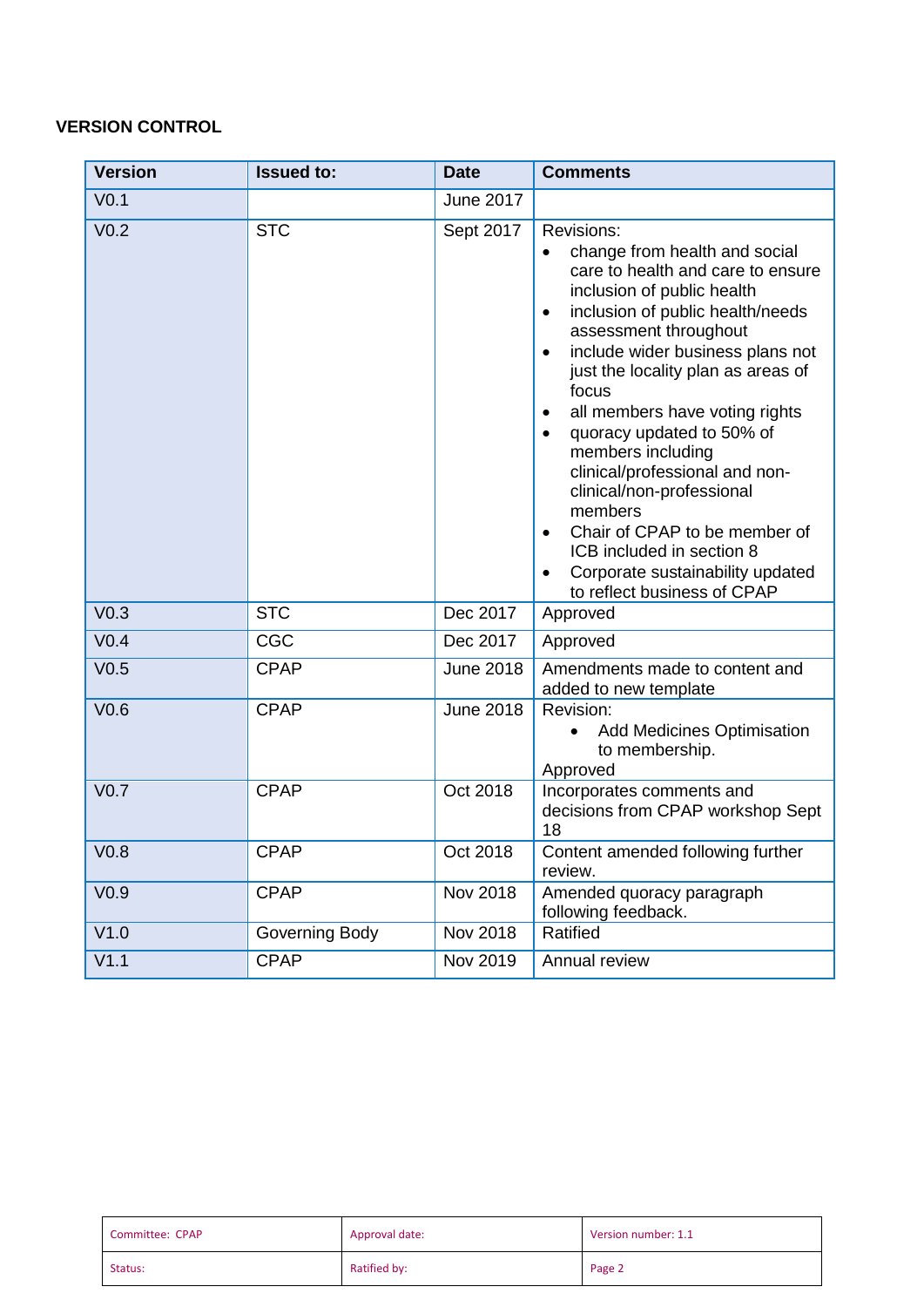**VERSION CONTROL**

| Version | Issued to: | Date | Comments |
|---|---|---|---|
| V0.1 | | June 2017 | |
| V0.2 | STC | Sept 2017 | Revisions:<br>• change from health and social care to health and care to ensure inclusion of public health<br>• inclusion of public health/needs assessment throughout<br>• include wider business plans not just the locality plan as areas of focus<br>• all members have voting rights<br>• quoracy updated to 50% of members including clinical/professional and non-clinical/non-professional members<br>• Chair of CPAP to be member of ICB included in section 8<br>• Corporate sustainability updated to reflect business of CPAP |
| V0.3 | STC | Dec 2017 | Approved |
| V0.4 | CGC | Dec 2017 | Approved |
| V0.5 | CPAP | June 2018 | Amendments made to content and added to new template |
| V0.6 | CPAP | June 2018 | Revision:<br>• Add Medicines Optimisation to membership.<br>Approved |
| V0.7 | CPAP | Oct 2018 | Incorporates comments and decisions from CPAP workshop Sept 18 |
| V0.8 | CPAP | Oct 2018 | Content amended following further review. |
| V0.9 | CPAP | Nov 2018 | Amended quoracy paragraph following feedback. |
| V1.0 | Governing Body | Nov 2018 | Ratified |
| V1.1 | CPAP | Nov 2019 | Annual review |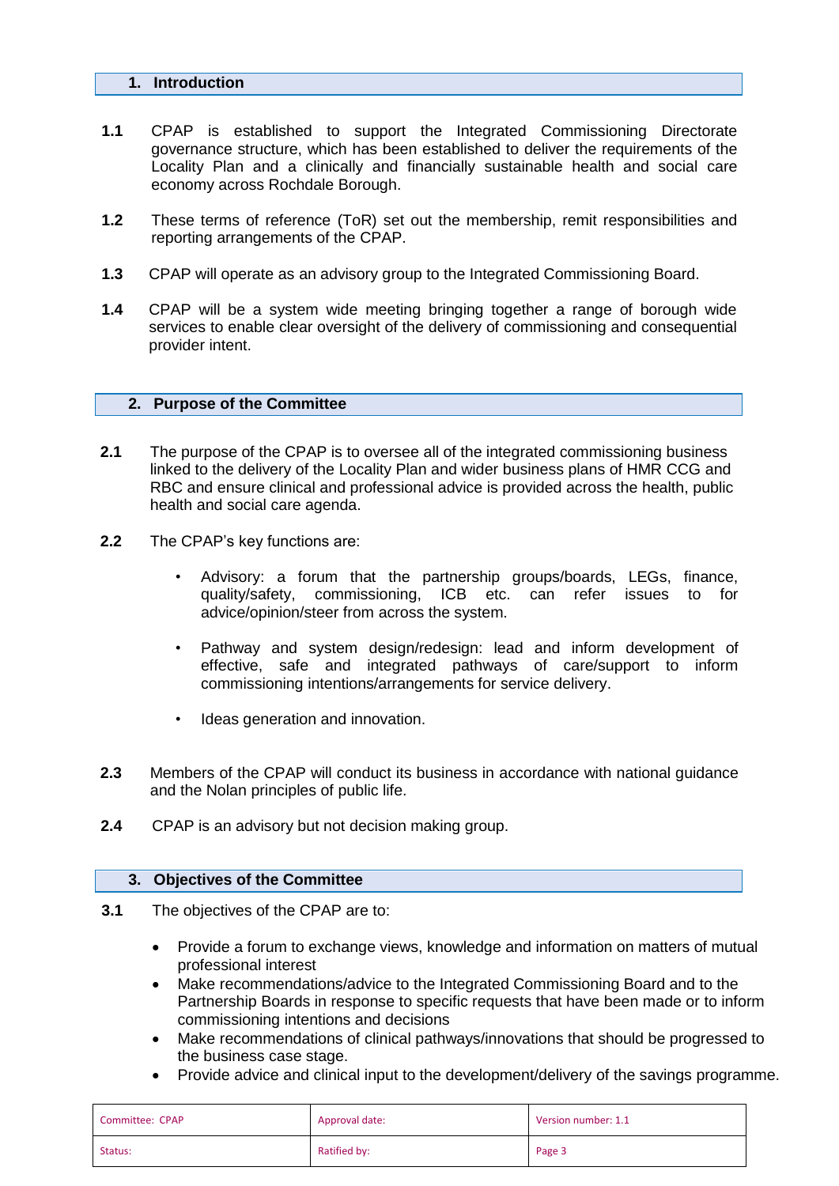## 1. Introduction

**1.1** CPAP is established to support the Integrated Commissioning Directorate governance structure, which has been established to deliver the requirements of the Locality Plan and a clinically and financially sustainable health and social care economy across Rochdale Borough.

**1.2** These terms of reference (ToR) set out the membership, remit responsibilities and reporting arrangements of the CPAP.

**1.3** CPAP will operate as an advisory group to the Integrated Commissioning Board.

**1.4** CPAP will be a system wide meeting bringing together a range of borough wide services to enable clear oversight of the delivery of commissioning and consequential provider intent.

## 2. Purpose of the Committee

**2.1** The purpose of the CPAP is to oversee all of the integrated commissioning business linked to the delivery of the Locality Plan and wider business plans of HMR CCG and RBC and ensure clinical and professional advice is provided across the health, public health and social care agenda.

**2.2** The CPAP's key functions are:

- Advisory: a forum that the partnership groups/boards, LEGs, finance, quality/safety, commissioning, ICB etc. can refer issues to for advice/opinion/steer from across the system.
- Pathway and system design/redesign: lead and inform development of effective, safe and integrated pathways of care/support to inform commissioning intentions/arrangements for service delivery.
- Ideas generation and innovation.

**2.3** Members of the CPAP will conduct its business in accordance with national guidance and the Nolan principles of public life.

**2.4** CPAP is an advisory but not decision making group.

## 3. Objectives of the Committee

**3.1** The objectives of the CPAP are to:

- Provide a forum to exchange views, knowledge and information on matters of mutual professional interest
- Make recommendations/advice to the Integrated Commissioning Board and to the Partnership Boards in response to specific requests that have been made or to inform commissioning intentions and decisions
- Make recommendations of clinical pathways/innovations that should be progressed to the business case stage.
- Provide advice and clinical input to the development/delivery of the savings programme.

| Committee: CPAP | Approval date: | Version number: 1.1 |
|---|---|---|
| Status: | Ratified by: | Page 3 |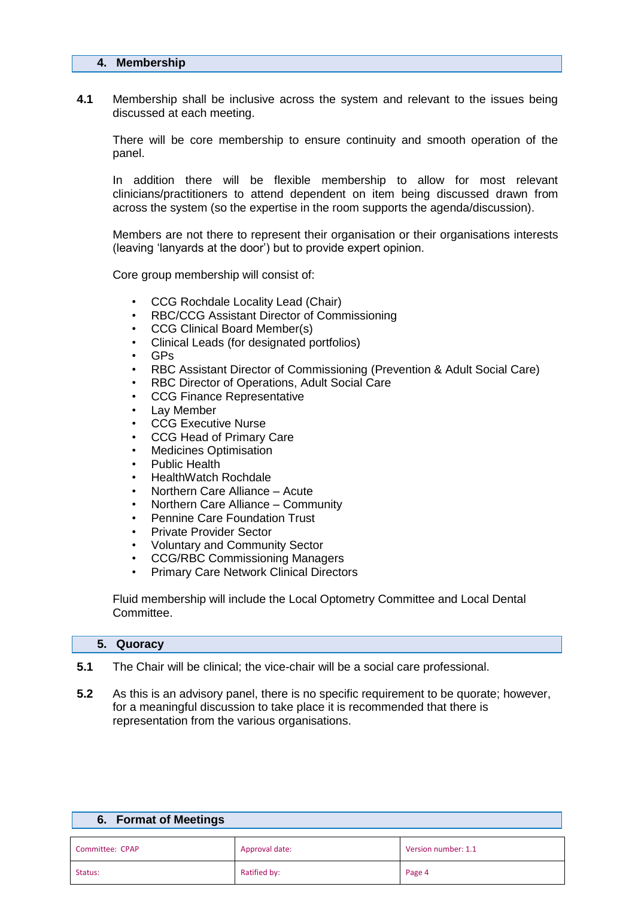## 4. Membership

**4.1** Membership shall be inclusive across the system and relevant to the issues being discussed at each meeting.

There will be core membership to ensure continuity and smooth operation of the panel.

In addition there will be flexible membership to allow for most relevant clinicians/practitioners to attend dependent on item being discussed drawn from across the system (so the expertise in the room supports the agenda/discussion).

Members are not there to represent their organisation or their organisations interests (leaving 'lanyards at the door') but to provide expert opinion.

Core group membership will consist of:

- CCG Rochdale Locality Lead (Chair)
- RBC/CCG Assistant Director of Commissioning
- CCG Clinical Board Member(s)
- Clinical Leads (for designated portfolios)
- GPs
- RBC Assistant Director of Commissioning (Prevention & Adult Social Care)
- RBC Director of Operations, Adult Social Care
- CCG Finance Representative
- Lay Member
- CCG Executive Nurse
- CCG Head of Primary Care
- Medicines Optimisation
- Public Health
- HealthWatch Rochdale
- Northern Care Alliance – Acute
- Northern Care Alliance – Community
- Pennine Care Foundation Trust
- Private Provider Sector
- Voluntary and Community Sector
- CCG/RBC Commissioning Managers
- Primary Care Network Clinical Directors

Fluid membership will include the Local Optometry Committee and Local Dental Committee.

## 5. Quoracy

**5.1** The Chair will be clinical; the vice-chair will be a social care professional.

**5.2** As this is an advisory panel, there is no specific requirement to be quorate; however, for a meaningful discussion to take place it is recommended that there is representation from the various organisations.

## 6. Format of Meetings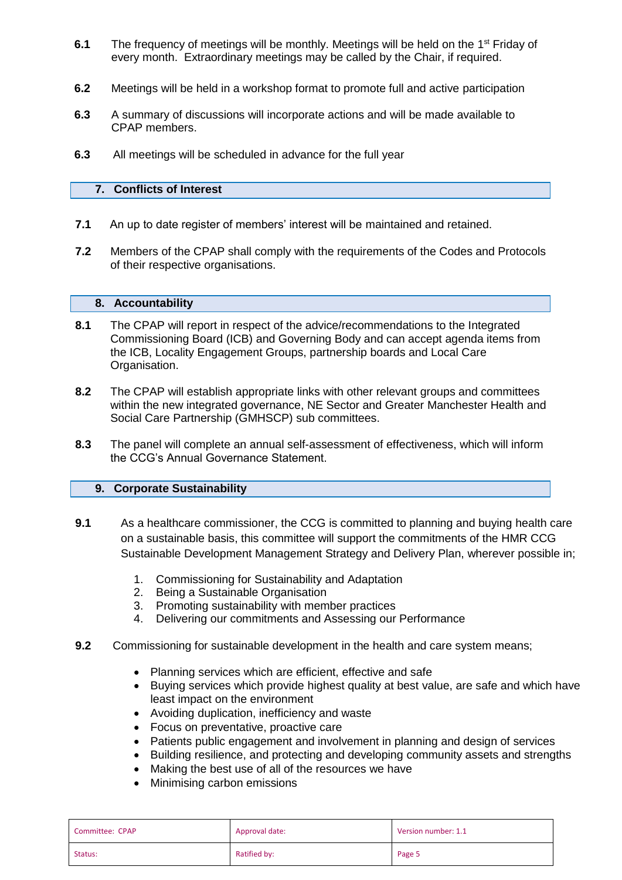**6.1** The frequency of meetings will be monthly. Meetings will be held on the 1st Friday of every month. Extraordinary meetings may be called by the Chair, if required.

**6.2** Meetings will be held in a workshop format to promote full and active participation

**6.3** A summary of discussions will incorporate actions and will be made available to CPAP members.

**6.3** All meetings will be scheduled in advance for the full year

## 7. Conflicts of Interest

**7.1** An up to date register of members' interest will be maintained and retained.

**7.2** Members of the CPAP shall comply with the requirements of the Codes and Protocols of their respective organisations.

## 8. Accountability

**8.1** The CPAP will report in respect of the advice/recommendations to the Integrated Commissioning Board (ICB) and Governing Body and can accept agenda items from the ICB, Locality Engagement Groups, partnership boards and Local Care Organisation.

**8.2** The CPAP will establish appropriate links with other relevant groups and committees within the new integrated governance, NE Sector and Greater Manchester Health and Social Care Partnership (GMHSCP) sub committees.

**8.3** The panel will complete an annual self-assessment of effectiveness, which will inform the CCG's Annual Governance Statement.

## 9. Corporate Sustainability

**9.1** As a healthcare commissioner, the CCG is committed to planning and buying health care on a sustainable basis, this committee will support the commitments of the HMR CCG Sustainable Development Management Strategy and Delivery Plan, wherever possible in;

1. Commissioning for Sustainability and Adaptation
2. Being a Sustainable Organisation
3. Promoting sustainability with member practices
4. Delivering our commitments and Assessing our Performance

**9.2** Commissioning for sustainable development in the health and care system means;

- Planning services which are efficient, effective and safe
- Buying services which provide highest quality at best value, are safe and which have least impact on the environment
- Avoiding duplication, inefficiency and waste
- Focus on preventative, proactive care
- Patients public engagement and involvement in planning and design of services
- Building resilience, and protecting and developing community assets and strengths
- Making the best use of all of the resources we have
- Minimising carbon emissions

| Committee: CPAP | Approval date: | Version number: 1.1 |
|---|---|---|
| Status: | Ratified by: | Page 5 |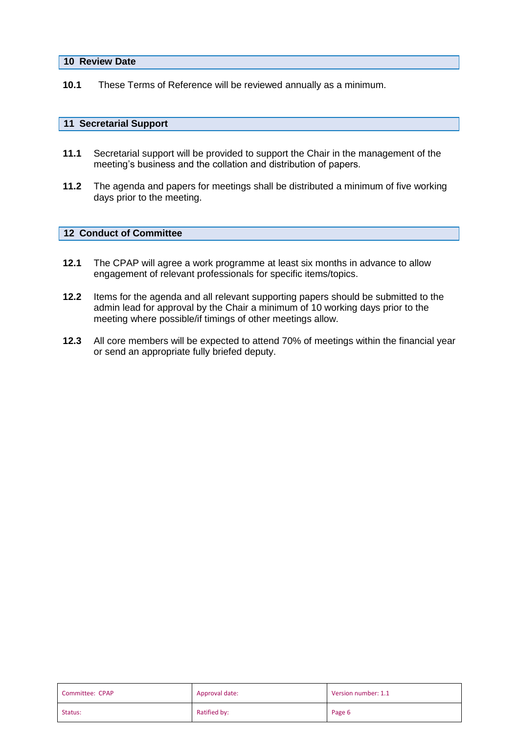## 10 Review Date

**10.1** These Terms of Reference will be reviewed annually as a minimum.

## 11 Secretarial Support

**11.1** Secretarial support will be provided to support the Chair in the management of the meeting's business and the collation and distribution of papers.

**11.2** The agenda and papers for meetings shall be distributed a minimum of five working days prior to the meeting.

## 12 Conduct of Committee

**12.1** The CPAP will agree a work programme at least six months in advance to allow engagement of relevant professionals for specific items/topics.

**12.2** Items for the agenda and all relevant supporting papers should be submitted to the admin lead for approval by the Chair a minimum of 10 working days prior to the meeting where possible/if timings of other meetings allow.

**12.3** All core members will be expected to attend 70% of meetings within the financial year or send an appropriate fully briefed deputy.